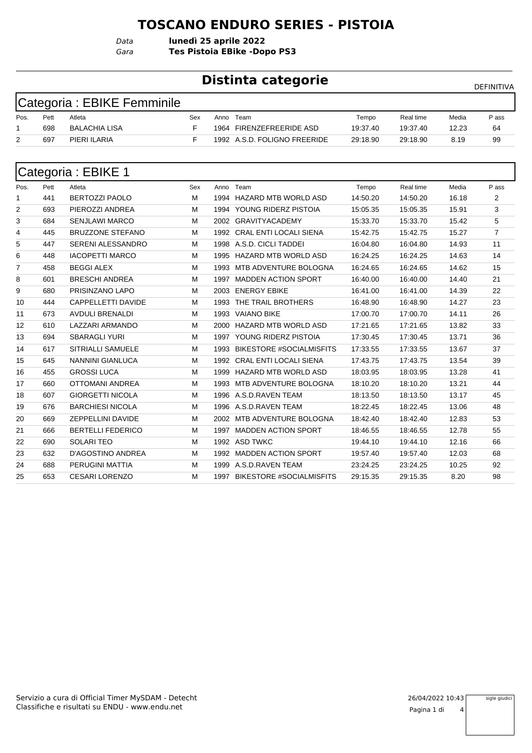# TOSCANO ENDURO SERIES - PISTOIA

*Data* **lunedì 25 aprile 2022**

*Gara* **Tes Pistoia EBike -Dopo PS3**

## Distinta categorie

DEFINITIVA

### Categoria : EBIKE Femminile

| Pos. | Pett | Atleta | Sex | Anno | Team | Tempo | Real time | Media | P ass |
|---|---|---|---|---|---|---|---|---|---|
| 1 | 698 | BALACHIA LISA | F | 1964 | FIRENZEFREERIDE ASD | 19:37.40 | 19:37.40 | 12.23 | 64 |
| 2 | 697 | PIERI ILARIA | F | 1992 | A.S.D. FOLIGNO FREERIDE | 29:18.90 | 29:18.90 | 8.19 | 99 |

### Categoria : EBIKE 1

| Pos. | Pett | Atleta | Sex | Anno | Team | Tempo | Real time | Media | P ass |
|---|---|---|---|---|---|---|---|---|---|
| 1 | 441 | BERTOZZI PAOLO | M | 1994 | HAZARD MTB WORLD ASD | 14:50.20 | 14:50.20 | 16.18 | 2 |
| 2 | 693 | PIEROZZI ANDREA | M | 1994 | YOUNG RIDERZ PISTOIA | 15:05.35 | 15:05.35 | 15.91 | 3 |
| 3 | 684 | SENJLAWI MARCO | M | 2002 | GRAVITYACADEMY | 15:33.70 | 15:33.70 | 15.42 | 5 |
| 4 | 445 | BRUZZONE STEFANO | M | 1992 | CRAL ENTI LOCALI SIENA | 15:42.75 | 15:42.75 | 15.27 | 7 |
| 5 | 447 | SERENI ALESSANDRO | M | 1998 | A.S.D. CICLI TADDEI | 16:04.80 | 16:04.80 | 14.93 | 11 |
| 6 | 448 | IACOPETTI MARCO | M | 1995 | HAZARD MTB WORLD ASD | 16:24.25 | 16:24.25 | 14.63 | 14 |
| 7 | 458 | BEGGI ALEX | M | 1993 | MTB ADVENTURE BOLOGNA | 16:24.65 | 16:24.65 | 14.62 | 15 |
| 8 | 601 | BRESCHI ANDREA | M | 1997 | MADDEN ACTION SPORT | 16:40.00 | 16:40.00 | 14.40 | 21 |
| 9 | 680 | PRISINZANO LAPO | M | 2003 | ENERGY EBIKE | 16:41.00 | 16:41.00 | 14.39 | 22 |
| 10 | 444 | CAPPELLETTI DAVIDE | M | 1993 | THE TRAIL BROTHERS | 16:48.90 | 16:48.90 | 14.27 | 23 |
| 11 | 673 | AVDULI BRENALDI | M | 1993 | VAIANO BIKE | 17:00.70 | 17:00.70 | 14.11 | 26 |
| 12 | 610 | LAZZARI ARMANDO | M | 2000 | HAZARD MTB WORLD ASD | 17:21.65 | 17:21.65 | 13.82 | 33 |
| 13 | 694 | SBARAGLI YURI | M | 1997 | YOUNG RIDERZ PISTOIA | 17:30.45 | 17:30.45 | 13.71 | 36 |
| 14 | 617 | SITRIALLI SAMUELE | M | 1993 | BIKESTORE #SOCIALMISFITS | 17:33.55 | 17:33.55 | 13.67 | 37 |
| 15 | 645 | NANNINI GIANLUCA | M | 1992 | CRAL ENTI LOCALI SIENA | 17:43.75 | 17:43.75 | 13.54 | 39 |
| 16 | 455 | GROSSI LUCA | M | 1999 | HAZARD MTB WORLD ASD | 18:03.95 | 18:03.95 | 13.28 | 41 |
| 17 | 660 | OTTOMANI ANDREA | M | 1993 | MTB ADVENTURE BOLOGNA | 18:10.20 | 18:10.20 | 13.21 | 44 |
| 18 | 607 | GIORGETTI NICOLA | M | 1996 | A.S.D.RAVEN TEAM | 18:13.50 | 18:13.50 | 13.17 | 45 |
| 19 | 676 | BARCHIESI NICOLA | M | 1996 | A.S.D.RAVEN TEAM | 18:22.45 | 18:22.45 | 13.06 | 48 |
| 20 | 669 | ZEPPELLINI DAVIDE | M | 2002 | MTB ADVENTURE BOLOGNA | 18:42.40 | 18:42.40 | 12.83 | 53 |
| 21 | 666 | BERTELLI FEDERICO | M | 1997 | MADDEN ACTION SPORT | 18:46.55 | 18:46.55 | 12.78 | 55 |
| 22 | 690 | SOLARI TEO | M | 1992 | ASD TWKC | 19:44.10 | 19:44.10 | 12.16 | 66 |
| 23 | 632 | D'AGOSTINO ANDREA | M | 1992 | MADDEN ACTION SPORT | 19:57.40 | 19:57.40 | 12.03 | 68 |
| 24 | 688 | PERUGINI MATTIA | M | 1999 | A.S.D.RAVEN TEAM | 23:24.25 | 23:24.25 | 10.25 | 92 |
| 25 | 653 | CESARI LORENZO | M | 1997 | BIKESTORE #SOCIALMISFITS | 29:15.35 | 29:15.35 | 8.20 | 98 |

Servizio a cura di Official Timer MySDAM - Detecht
Classifiche e risultati su ENDU - www.endu.net

26/04/2022 10:43

sigle giudici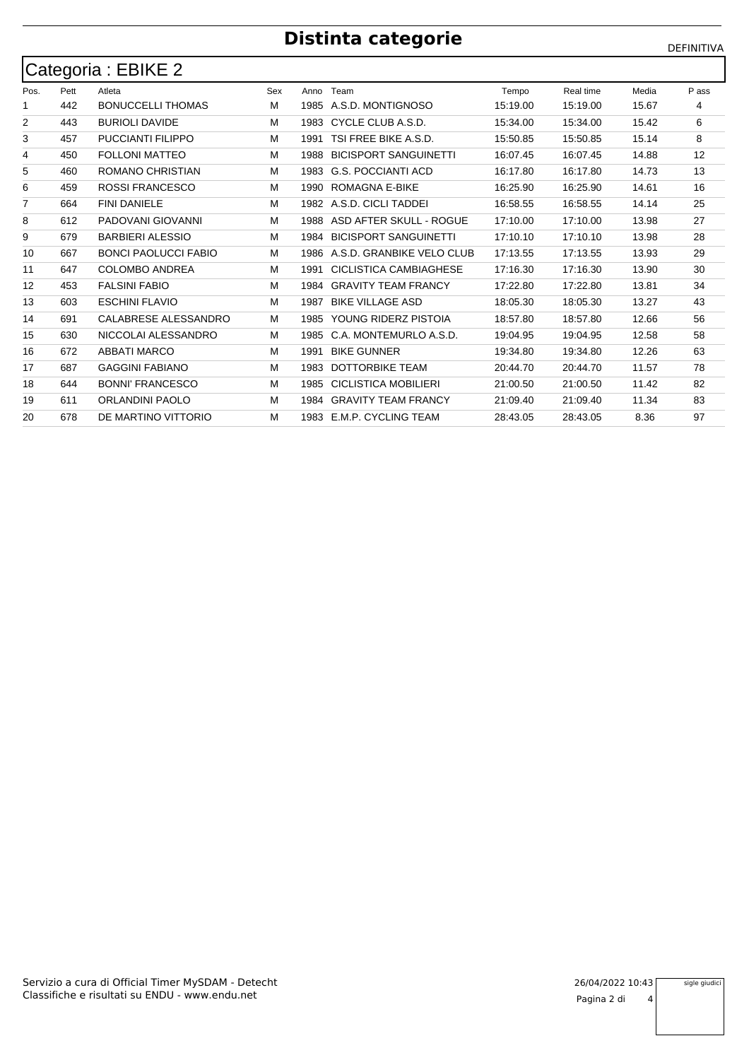# Distinta categorie

DEFINITIVA

## Categoria : EBIKE 2

| Pos. | Pett | Atleta | Sex | Anno | Team | Tempo | Real time | Media | P ass |
|---|---|---|---|---|---|---|---|---|---|
| 1 | 442 | BONUCCELLI THOMAS | M | 1985 | A.S.D. MONTIGNOSO | 15:19.00 | 15:19.00 | 15.67 | 4 |
| 2 | 443 | BURIOLI DAVIDE | M | 1983 | CYCLE CLUB A.S.D. | 15:34.00 | 15:34.00 | 15.42 | 6 |
| 3 | 457 | PUCCIANTI FILIPPO | M | 1991 | TSI FREE BIKE A.S.D. | 15:50.85 | 15:50.85 | 15.14 | 8 |
| 4 | 450 | FOLLONI MATTEO | M | 1988 | BICISPORT SANGUINETTI | 16:07.45 | 16:07.45 | 14.88 | 12 |
| 5 | 460 | ROMANO CHRISTIAN | M | 1983 | G.S. POCCIANTI ACD | 16:17.80 | 16:17.80 | 14.73 | 13 |
| 6 | 459 | ROSSI FRANCESCO | M | 1990 | ROMAGNA E-BIKE | 16:25.90 | 16:25.90 | 14.61 | 16 |
| 7 | 664 | FINI DANIELE | M | 1982 | A.S.D. CICLI TADDEI | 16:58.55 | 16:58.55 | 14.14 | 25 |
| 8 | 612 | PADOVANI GIOVANNI | M | 1988 | ASD AFTER SKULL - ROGUE | 17:10.00 | 17:10.00 | 13.98 | 27 |
| 9 | 679 | BARBIERI ALESSIO | M | 1984 | BICISPORT SANGUINETTI | 17:10.10 | 17:10.10 | 13.98 | 28 |
| 10 | 667 | BONCI PAOLUCCI FABIO | M | 1986 | A.S.D. GRANBIKE VELO CLUB | 17:13.55 | 17:13.55 | 13.93 | 29 |
| 11 | 647 | COLOMBO ANDREA | M | 1991 | CICLISTICA CAMBIAGHESE | 17:16.30 | 17:16.30 | 13.90 | 30 |
| 12 | 453 | FALSINI FABIO | M | 1984 | GRAVITY TEAM FRANCY | 17:22.80 | 17:22.80 | 13.81 | 34 |
| 13 | 603 | ESCHINI FLAVIO | M | 1987 | BIKE VILLAGE ASD | 18:05.30 | 18:05.30 | 13.27 | 43 |
| 14 | 691 | CALABRESE ALESSANDRO | M | 1985 | YOUNG RIDERZ PISTOIA | 18:57.80 | 18:57.80 | 12.66 | 56 |
| 15 | 630 | NICCOLAI ALESSANDRO | M | 1985 | C.A. MONTEMURLO A.S.D. | 19:04.95 | 19:04.95 | 12.58 | 58 |
| 16 | 672 | ABBATI MARCO | M | 1991 | BIKE GUNNER | 19:34.80 | 19:34.80 | 12.26 | 63 |
| 17 | 687 | GAGGINI FABIANO | M | 1983 | DOTTORBIKE TEAM | 20:44.70 | 20:44.70 | 11.57 | 78 |
| 18 | 644 | BONNI' FRANCESCO | M | 1985 | CICLISTICA MOBILIERI | 21:00.50 | 21:00.50 | 11.42 | 82 |
| 19 | 611 | ORLANDINI PAOLO | M | 1984 | GRAVITY TEAM FRANCY | 21:09.40 | 21:09.40 | 11.34 | 83 |
| 20 | 678 | DE MARTINO VITTORIO | M | 1983 | E.M.P. CYCLING TEAM | 28:43.05 | 28:43.05 | 8.36 | 97 |

Servizio a cura di Official Timer MySDAM - Detecht
Classifiche e risultati su ENDU - www.endu.net

26/04/2022 10:43

sigle giudici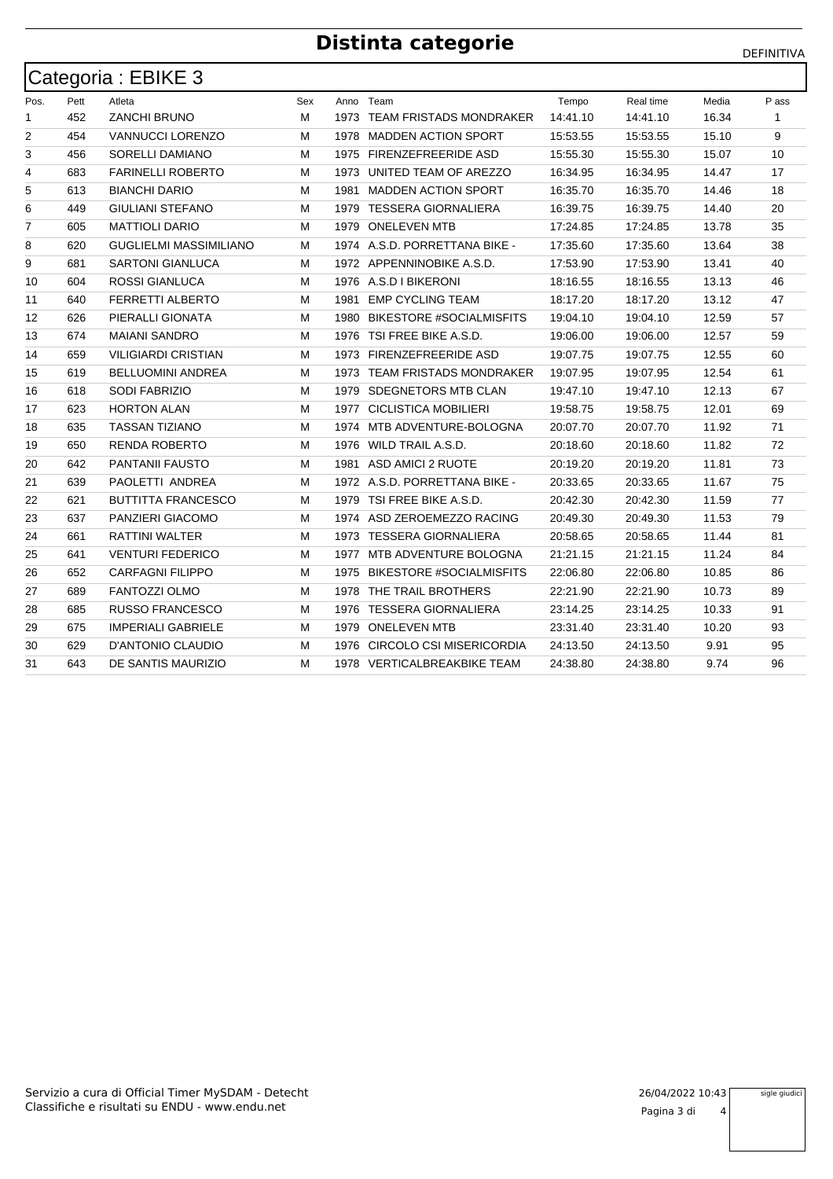# Distinta categorie

DEFINITIVA

## Categoria : EBIKE 3

| Pos. | Pett | Atleta | Sex | Anno | Team | Tempo | Real time | Media | P ass |
|---|---|---|---|---|---|---|---|---|---|
| 1 | 452 | ZANCHI BRUNO | M | 1973 | TEAM FRISTADS MONDRAKER | 14:41.10 | 14:41.10 | 16.34 | 1 |
| 2 | 454 | VANNUCCI LORENZO | M | 1978 | MADDEN ACTION SPORT | 15:53.55 | 15:53.55 | 15.10 | 9 |
| 3 | 456 | SORELLI DAMIANO | M | 1975 | FIRENZEFREERIDE ASD | 15:55.30 | 15:55.30 | 15.07 | 10 |
| 4 | 683 | FARINELLI ROBERTO | M | 1973 | UNITED TEAM OF AREZZO | 16:34.95 | 16:34.95 | 14.47 | 17 |
| 5 | 613 | BIANCHI DARIO | M | 1981 | MADDEN ACTION SPORT | 16:35.70 | 16:35.70 | 14.46 | 18 |
| 6 | 449 | GIULIANI STEFANO | M | 1979 | TESSERA GIORNALIERA | 16:39.75 | 16:39.75 | 14.40 | 20 |
| 7 | 605 | MATTIOLI DARIO | M | 1979 | ONELEVEN MTB | 17:24.85 | 17:24.85 | 13.78 | 35 |
| 8 | 620 | GUGLIELMI MASSIMILIANO | M | 1974 | A.S.D. PORRETTANA BIKE - | 17:35.60 | 17:35.60 | 13.64 | 38 |
| 9 | 681 | SARTONI GIANLUCA | M | 1972 | APPENNINOBIKE A.S.D. | 17:53.90 | 17:53.90 | 13.41 | 40 |
| 10 | 604 | ROSSI GIANLUCA | M | 1976 | A.S.D I BIKERONI | 18:16.55 | 18:16.55 | 13.13 | 46 |
| 11 | 640 | FERRETTI ALBERTO | M | 1981 | EMP CYCLING TEAM | 18:17.20 | 18:17.20 | 13.12 | 47 |
| 12 | 626 | PIERALLI GIONATA | M | 1980 | BIKESTORE #SOCIALMISFITS | 19:04.10 | 19:04.10 | 12.59 | 57 |
| 13 | 674 | MAIANI SANDRO | M | 1976 | TSI FREE BIKE A.S.D. | 19:06.00 | 19:06.00 | 12.57 | 59 |
| 14 | 659 | VILIGIARDI CRISTIAN | M | 1973 | FIRENZEFREERIDE ASD | 19:07.75 | 19:07.75 | 12.55 | 60 |
| 15 | 619 | BELLUOMINI ANDREA | M | 1973 | TEAM FRISTADS MONDRAKER | 19:07.95 | 19:07.95 | 12.54 | 61 |
| 16 | 618 | SODI FABRIZIO | M | 1979 | SDEGNETORS MTB CLAN | 19:47.10 | 19:47.10 | 12.13 | 67 |
| 17 | 623 | HORTON ALAN | M | 1977 | CICLISTICA MOBILIERI | 19:58.75 | 19:58.75 | 12.01 | 69 |
| 18 | 635 | TASSAN TIZIANO | M | 1974 | MTB ADVENTURE-BOLOGNA | 20:07.70 | 20:07.70 | 11.92 | 71 |
| 19 | 650 | RENDA ROBERTO | M | 1976 | WILD TRAIL A.S.D. | 20:18.60 | 20:18.60 | 11.82 | 72 |
| 20 | 642 | PANTANII FAUSTO | M | 1981 | ASD AMICI 2 RUOTE | 20:19.20 | 20:19.20 | 11.81 | 73 |
| 21 | 639 | PAOLETTI ANDREA | M | 1972 | A.S.D. PORRETTANA BIKE - | 20:33.65 | 20:33.65 | 11.67 | 75 |
| 22 | 621 | BUTTITTA FRANCESCO | M | 1979 | TSI FREE BIKE A.S.D. | 20:42.30 | 20:42.30 | 11.59 | 77 |
| 23 | 637 | PANZIERI GIACOMO | M | 1974 | ASD ZEROEMEZZO RACING | 20:49.30 | 20:49.30 | 11.53 | 79 |
| 24 | 661 | RATTINI WALTER | M | 1973 | TESSERA GIORNALIERA | 20:58.65 | 20:58.65 | 11.44 | 81 |
| 25 | 641 | VENTURI FEDERICO | M | 1977 | MTB ADVENTURE BOLOGNA | 21:21.15 | 21:21.15 | 11.24 | 84 |
| 26 | 652 | CARFAGNI FILIPPO | M | 1975 | BIKESTORE #SOCIALMISFITS | 22:06.80 | 22:06.80 | 10.85 | 86 |
| 27 | 689 | FANTOZZI OLMO | M | 1978 | THE TRAIL BROTHERS | 22:21.90 | 22:21.90 | 10.73 | 89 |
| 28 | 685 | RUSSO FRANCESCO | M | 1976 | TESSERA GIORNALIERA | 23:14.25 | 23:14.25 | 10.33 | 91 |
| 29 | 675 | IMPERIALI GABRIELE | M | 1979 | ONELEVEN MTB | 23:31.40 | 23:31.40 | 10.20 | 93 |
| 30 | 629 | D'ANTONIO CLAUDIO | M | 1976 | CIRCOLO CSI MISERICORDIA | 24:13.50 | 24:13.50 | 9.91 | 95 |
| 31 | 643 | DE SANTIS MAURIZIO | M | 1978 | VERTICALBREAKBIKE TEAM | 24:38.80 | 24:38.80 | 9.74 | 96 |

Servizio a cura di Official Timer MySDAM - Detecht
Classifiche e risultati su ENDU - www.endu.net

26/04/2022 10:43

sigle giudici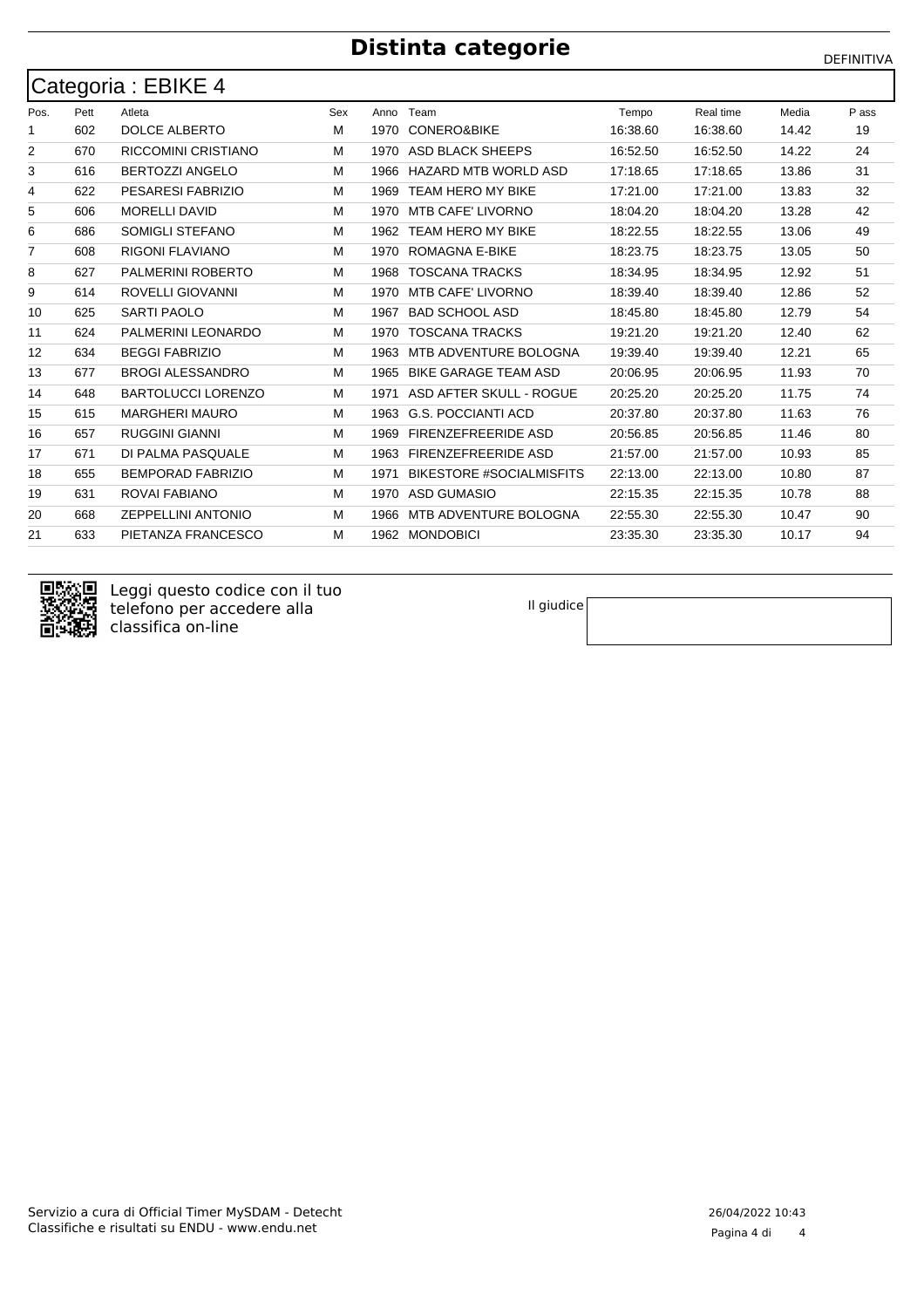# Distinta categorie

DEFINITIVA

## Categoria : EBIKE 4

| Pos. | Pett | Atleta | Sex | Anno | Team | Tempo | Real time | Media | P ass |
|---|---|---|---|---|---|---|---|---|---|
| 1 | 602 | DOLCE ALBERTO | M | 1970 | CONERO&BIKE | 16:38.60 | 16:38.60 | 14.42 | 19 |
| 2 | 670 | RICCOMINI CRISTIANO | M | 1970 | ASD BLACK SHEEPS | 16:52.50 | 16:52.50 | 14.22 | 24 |
| 3 | 616 | BERTOZZI ANGELO | M | 1966 | HAZARD MTB WORLD ASD | 17:18.65 | 17:18.65 | 13.86 | 31 |
| 4 | 622 | PESARESI FABRIZIO | M | 1969 | TEAM HERO MY BIKE | 17:21.00 | 17:21.00 | 13.83 | 32 |
| 5 | 606 | MORELLI DAVID | M | 1970 | MTB CAFE' LIVORNO | 18:04.20 | 18:04.20 | 13.28 | 42 |
| 6 | 686 | SOMIGLI STEFANO | M | 1962 | TEAM HERO MY BIKE | 18:22.55 | 18:22.55 | 13.06 | 49 |
| 7 | 608 | RIGONI FLAVIANO | M | 1970 | ROMAGNA E-BIKE | 18:23.75 | 18:23.75 | 13.05 | 50 |
| 8 | 627 | PALMERINI ROBERTO | M | 1968 | TOSCANA TRACKS | 18:34.95 | 18:34.95 | 12.92 | 51 |
| 9 | 614 | ROVELLI GIOVANNI | M | 1970 | MTB CAFE' LIVORNO | 18:39.40 | 18:39.40 | 12.86 | 52 |
| 10 | 625 | SARTI PAOLO | M | 1967 | BAD SCHOOL ASD | 18:45.80 | 18:45.80 | 12.79 | 54 |
| 11 | 624 | PALMERINI LEONARDO | M | 1970 | TOSCANA TRACKS | 19:21.20 | 19:21.20 | 12.40 | 62 |
| 12 | 634 | BEGGI FABRIZIO | M | 1963 | MTB ADVENTURE BOLOGNA | 19:39.40 | 19:39.40 | 12.21 | 65 |
| 13 | 677 | BROGI ALESSANDRO | M | 1965 | BIKE GARAGE TEAM ASD | 20:06.95 | 20:06.95 | 11.93 | 70 |
| 14 | 648 | BARTOLUCCI LORENZO | M | 1971 | ASD AFTER SKULL - ROGUE | 20:25.20 | 20:25.20 | 11.75 | 74 |
| 15 | 615 | MARGHERI MAURO | M | 1963 | G.S. POCCIANTI ACD | 20:37.80 | 20:37.80 | 11.63 | 76 |
| 16 | 657 | RUGGINI GIANNI | M | 1969 | FIRENZEFREERIDE ASD | 20:56.85 | 20:56.85 | 11.46 | 80 |
| 17 | 671 | DI PALMA PASQUALE | M | 1963 | FIRENZEFREERIDE ASD | 21:57.00 | 21:57.00 | 10.93 | 85 |
| 18 | 655 | BEMPORAD FABRIZIO | M | 1971 | BIKESTORE #SOCIALMISFITS | 22:13.00 | 22:13.00 | 10.80 | 87 |
| 19 | 631 | ROVAI FABIANO | M | 1970 | ASD GUMASIO | 22:15.35 | 22:15.35 | 10.78 | 88 |
| 20 | 668 | ZEPPELLINI ANTONIO | M | 1966 | MTB ADVENTURE BOLOGNA | 22:55.30 | 22:55.30 | 10.47 | 90 |
| 21 | 633 | PIETANZA FRANCESCO | M | 1962 | MONDOBICI | 23:35.30 | 23:35.30 | 10.17 | 94 |

Leggi questo codice con il tuo telefono per accedere alla classifica on-line

Il giudice

Servizio a cura di Official Timer MySDAM - Detecht
Classifiche e risultati su ENDU - www.endu.net

26/04/2022 10:43